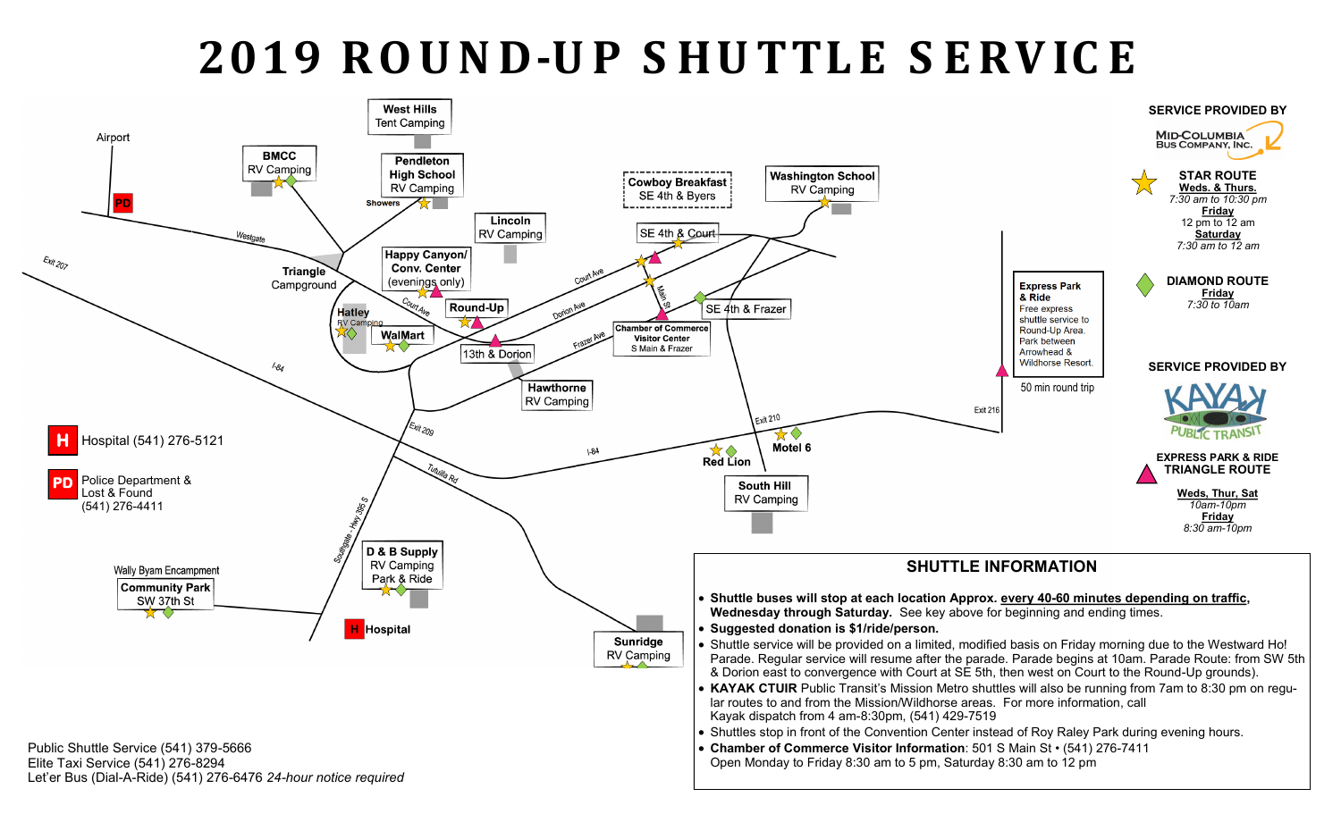# 2019 ROUND-UP SHUTTLE SERVICE

Airport

PD

BMCC RV Camping

West Hills Tent Camping

Pendleton High School RV Camping

Showers

Westgate

Exit 207

Triangle Campground

Happy Canyon/ Conv. Center (evenings only)

Lincoln RV Camping

Cowboy Breakfast SE 4th & Byers

Washington School RV Camping

SE 4th & Court

Court Ave

Main St

SE 4th & Frazer

Hatley RV Camping

WalMart

Round-Up

Dorion Ave

13th & Dorion

Chamber of Commerce Visitor Center S Main & Frazer

Frazer Ave

Hawthorne RV Camping

I-84

Exit 209

Exit 210

Motel 6

Red Lion

I-84

South Hill RV Camping

Tutuilla Rd

Southgate - Hwy 395 S

D & B Supply RV Camping Park & Ride

Wally Byam Encampment

Community Park SW 37th St

Hospital

Sunridge RV Camping

Exit 216

Express Park & Ride
Free express shuttle service to Round-Up Area. Park between Arrowhead & Wildhorse Resort.

50 min round trip

H Hospital (541) 276-5121

PD Police Department & Lost & Found (541) 276-4411

Public Shuttle Service (541) 379-5666
Elite Taxi Service (541) 276-8294
Let'er Bus (Dial-A-Ride) (541) 276-6476 *24-hour notice required*

**SERVICE PROVIDED BY**

MID-COLUMBIA BUS COMPANY, INC.

**STAR ROUTE**
**Weds. & Thurs.**
*7:30 am to 10:30 pm*
**Friday**
12 pm to 12 am
**Saturday**
*7:30 am to 12 am*

**DIAMOND ROUTE**
**Friday**
*7:30 to 10am*

**SERVICE PROVIDED BY**

KAYAK PUBLIC TRANSIT

**EXPRESS PARK & RIDE TRIANGLE ROUTE**

**Weds, Thur, Sat**
*10am-10pm*
**Friday**
*8:30 am-10pm*

## SHUTTLE INFORMATION

- **Shuttle buses will stop at each location Approx. every 40-60 minutes depending on traffic, Wednesday through Saturday.** See key above for beginning and ending times.
- **Suggested donation is $1/ride/person.**
- Shuttle service will be provided on a limited, modified basis on Friday morning due to the Westward Ho! Parade. Regular service will resume after the parade. Parade begins at 10am. Parade Route: from SW 5th & Dorion east to convergence with Court at SE 5th, then west on Court to the Round-Up grounds).
- **KAYAK CTUIR** Public Transit's Mission Metro shuttles will also be running from 7am to 8:30 pm on regular routes to and from the Mission/Wildhorse areas. For more information, call Kayak dispatch from 4 am-8:30pm, (541) 429-7519
- Shuttles stop in front of the Convention Center instead of Roy Raley Park during evening hours.
- **Chamber of Commerce Visitor Information**: 501 S Main St • (541) 276-7411 Open Monday to Friday 8:30 am to 5 pm, Saturday 8:30 am to 12 pm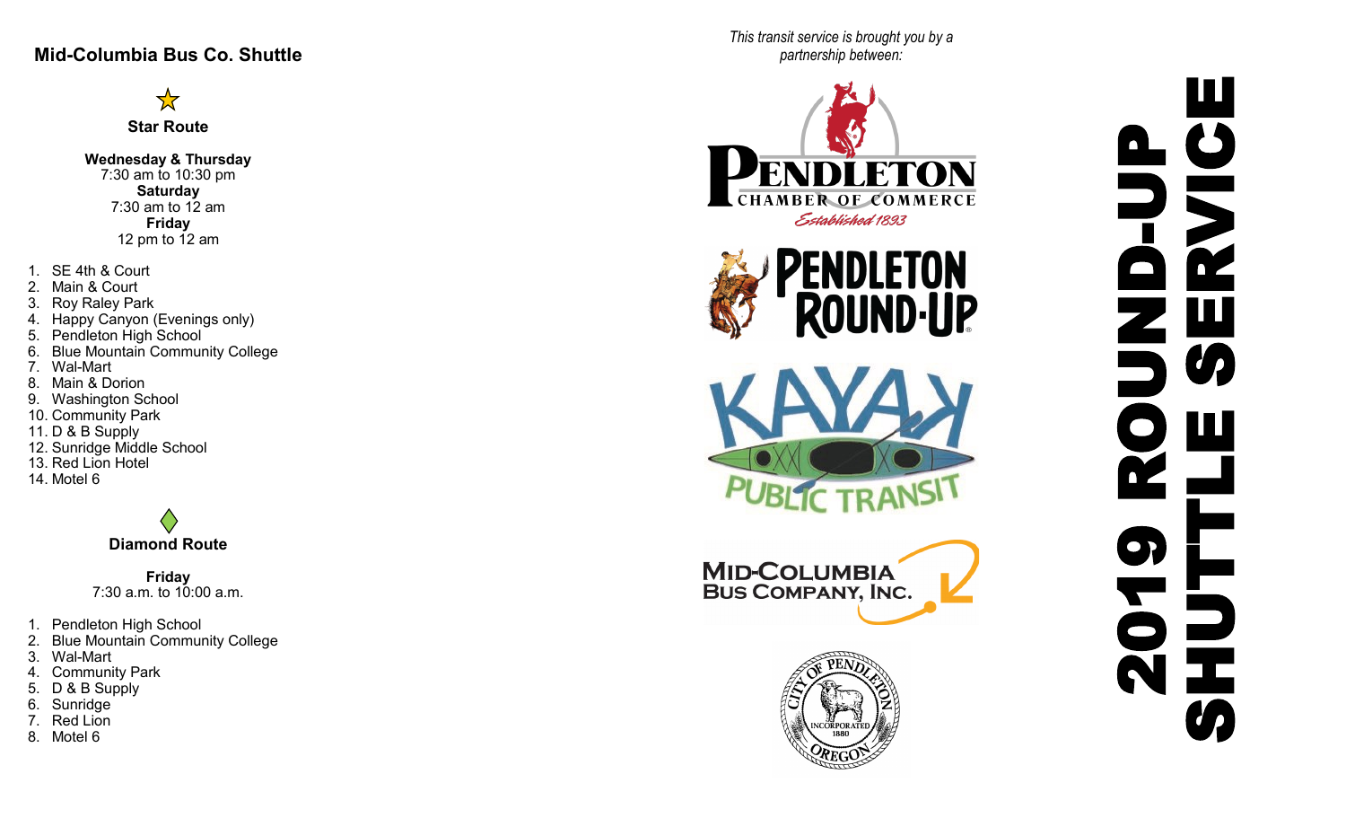## Mid-Columbia Bus Co. Shuttle

☆

### Star Route

**Wednesday & Thursday**
7:30 am to 10:30 pm
**Saturday**
7:30 am to 12 am
**Friday**
12 pm to 12 am

1. SE 4th & Court
2. Main & Court
3. Roy Raley Park
4. Happy Canyon (Evenings only)
5. Pendleton High School
6. Blue Mountain Community College
7. Wal-Mart
8. Main & Dorion
9. Washington School
10. Community Park
11. D & B Supply
12. Sunridge Middle School
13. Red Lion Hotel
14. Motel 6

◇

### Diamond Route

**Friday**
7:30 a.m. to 10:00 a.m.

1. Pendleton High School
2. Blue Mountain Community College
3. Wal-Mart
4. Community Park
5. D & B Supply
6. Sunridge
7. Red Lion
8. Motel 6

*This transit service is brought you by a partnership between:*

PENDLETON CHAMBER OF COMMERCE Established 1893

PENDLETON ROUND-UP®

KAYAK PUBLIC TRANSIT

MID-COLUMBIA BUS COMPANY, INC.

CITY OF PENDLETON INCORPORATED 1880 OREGON

# 2019 ROUND-UP SHUTTLE SERVICE